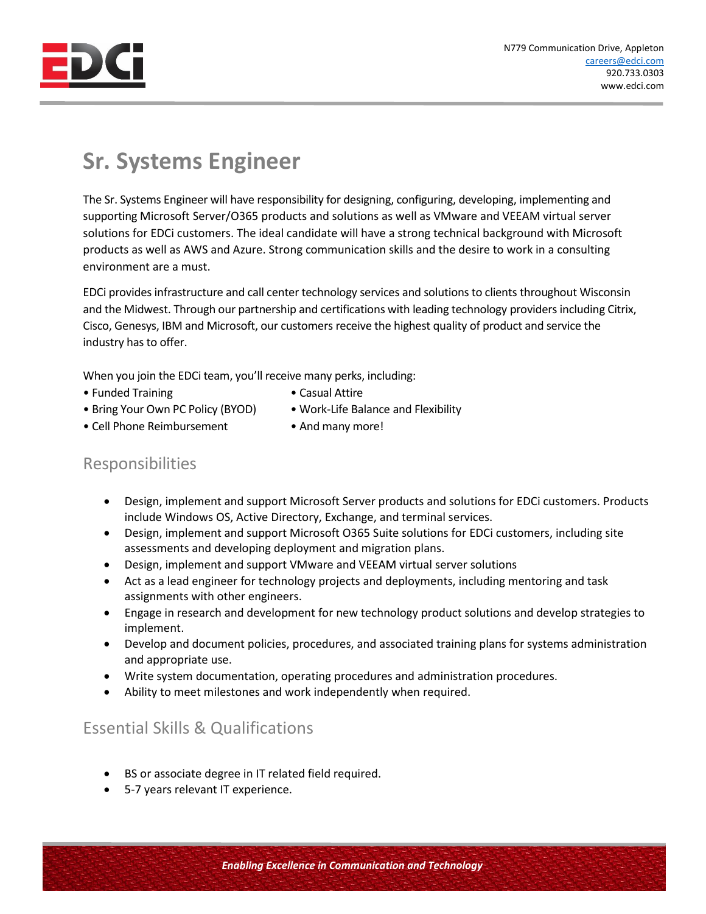N779 Communication Drive, Appleton
careers@edci.com
920.733.0303
www.edci.com

# Sr. Systems Engineer

The Sr. Systems Engineer will have responsibility for designing, configuring, developing, implementing and supporting Microsoft Server/O365 products and solutions as well as VMware and VEEAM virtual server solutions for EDCi customers. The ideal candidate will have a strong technical background with Microsoft products as well as AWS and Azure. Strong communication skills and the desire to work in a consulting environment are a must.

EDCi provides infrastructure and call center technology services and solutions to clients throughout Wisconsin and the Midwest. Through our partnership and certifications with leading technology providers including Citrix, Cisco, Genesys, IBM and Microsoft, our customers receive the highest quality of product and service the industry has to offer.

When you join the EDCi team, you'll receive many perks, including:

- Funded Training
- Bring Your Own PC Policy (BYOD)
- Cell Phone Reimbursement
- Casual Attire
- Work-Life Balance and Flexibility
- And many more!

## Responsibilities

- Design, implement and support Microsoft Server products and solutions for EDCi customers. Products include Windows OS, Active Directory, Exchange, and terminal services.
- Design, implement and support Microsoft O365 Suite solutions for EDCi customers, including site assessments and developing deployment and migration plans.
- Design, implement and support VMware and VEEAM virtual server solutions
- Act as a lead engineer for technology projects and deployments, including mentoring and task assignments with other engineers.
- Engage in research and development for new technology product solutions and develop strategies to implement.
- Develop and document policies, procedures, and associated training plans for systems administration and appropriate use.
- Write system documentation, operating procedures and administration procedures.
- Ability to meet milestones and work independently when required.

## Essential Skills & Qualifications

- BS or associate degree in IT related field required.
- 5-7 years relevant IT experience.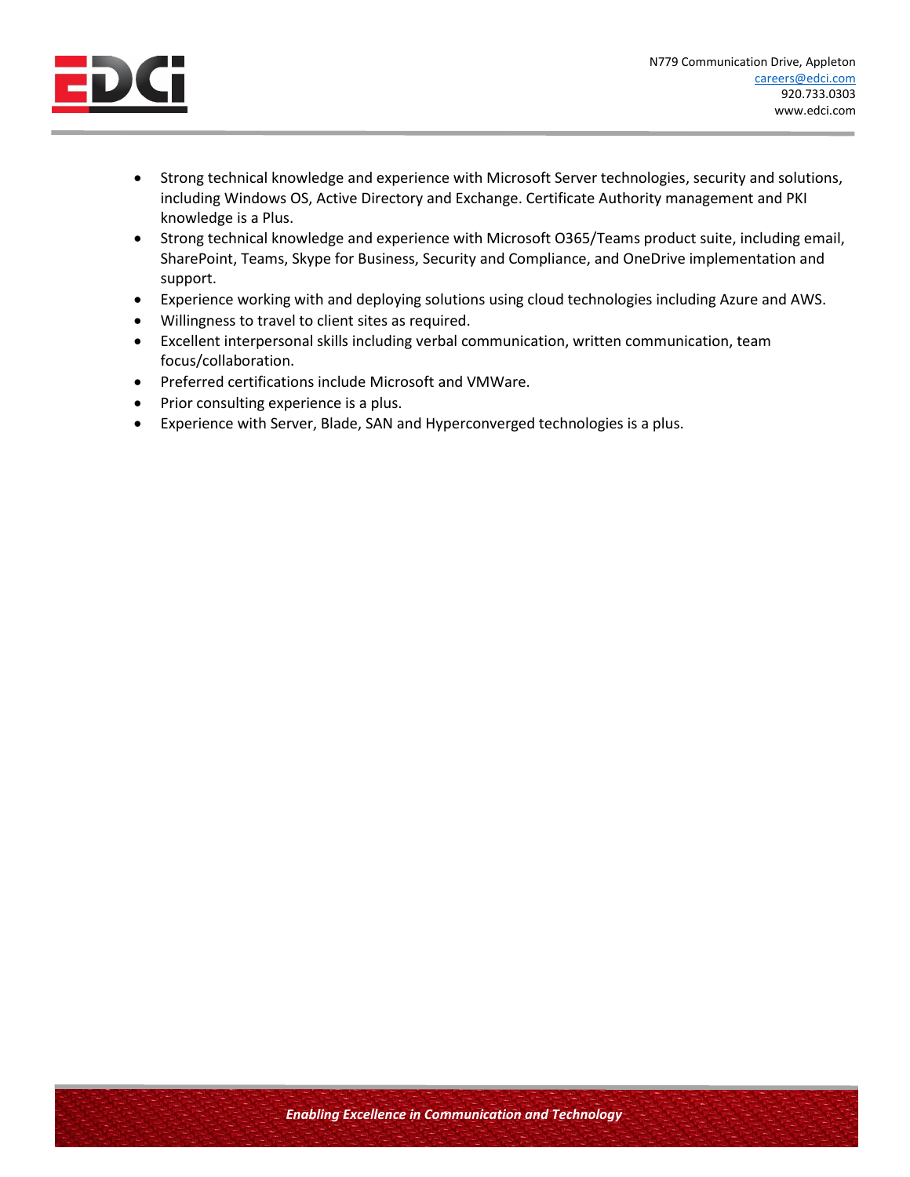- Strong technical knowledge and experience with Microsoft Server technologies, security and solutions, including Windows OS, Active Directory and Exchange. Certificate Authority management and PKI knowledge is a Plus.
- Strong technical knowledge and experience with Microsoft O365/Teams product suite, including email, SharePoint, Teams, Skype for Business, Security and Compliance, and OneDrive implementation and support.
- Experience working with and deploying solutions using cloud technologies including Azure and AWS.
- Willingness to travel to client sites as required.
- Excellent interpersonal skills including verbal communication, written communication, team focus/collaboration.
- Preferred certifications include Microsoft and VMWare.
- Prior consulting experience is a plus.
- Experience with Server, Blade, SAN and Hyperconverged technologies is a plus.